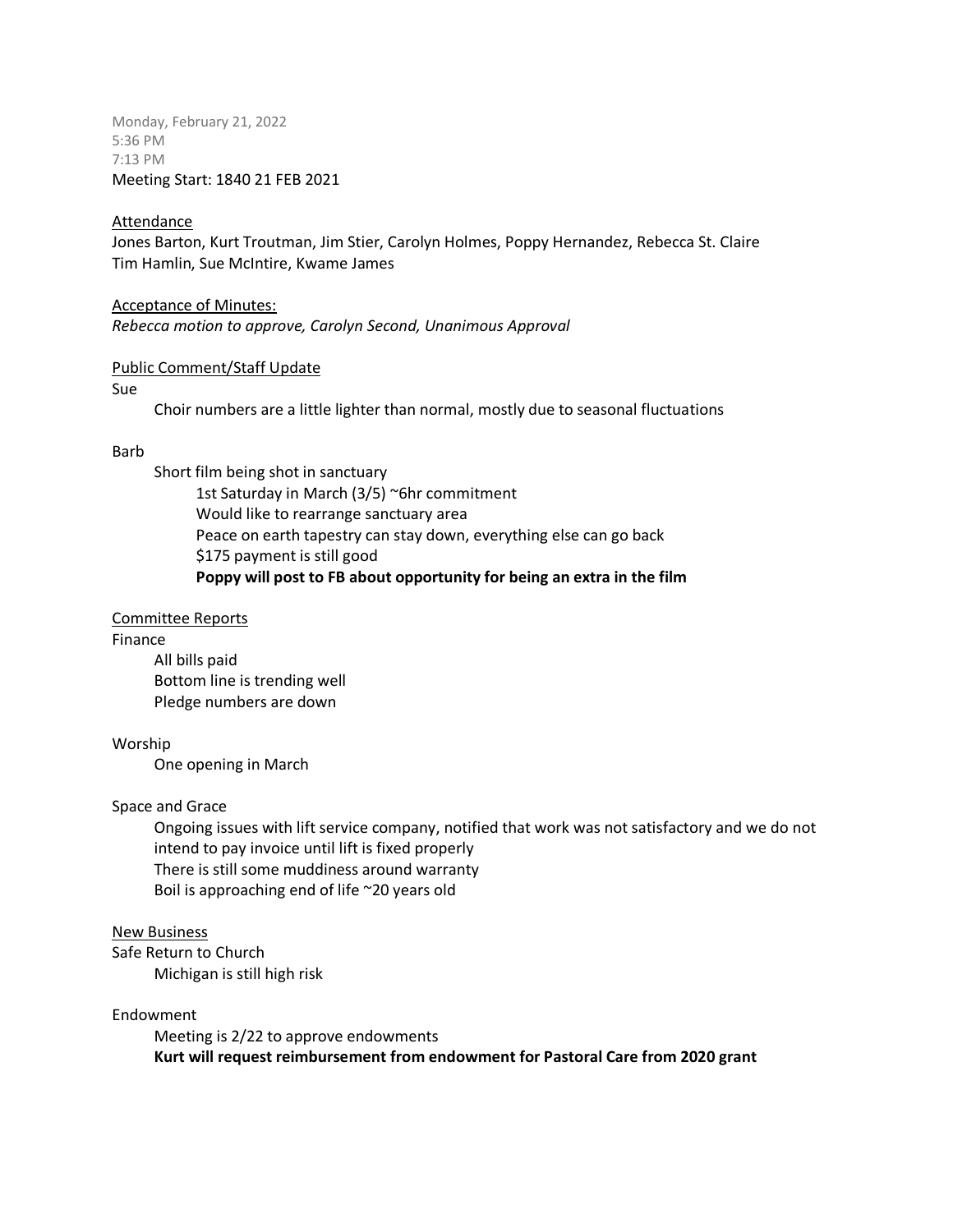Monday, February 21, 2022
5:36 PM
7:13 PM
Meeting Start: 1840 21 FEB 2021

## Attendance

Jones Barton, Kurt Troutman, Jim Stier, Carolyn Holmes, Poppy Hernandez, Rebecca St. Claire
Tim Hamlin, Sue McIntire, Kwame James

## Acceptance of Minutes:

*Rebecca motion to approve, Carolyn Second, Unanimous Approval*

## Public Comment/Staff Update

Sue

- Choir numbers are a little lighter than normal, mostly due to seasonal fluctuations

Barb

- Short film being shot in sanctuary
    - 1st Saturday in March (3/5) ~6hr commitment
    - Would like to rearrange sanctuary area
    - Peace on earth tapestry can stay down, everything else can go back
    - $175 payment is still good
    - **Poppy will post to FB about opportunity for being an extra in the film**

## Committee Reports

Finance

- All bills paid
- Bottom line is trending well
- Pledge numbers are down

Worship

- One opening in March

Space and Grace

- Ongoing issues with lift service company, notified that work was not satisfactory and we do not intend to pay invoice until lift is fixed properly
- There is still some muddiness around warranty
- Boil is approaching end of life ~20 years old

## New Business

Safe Return to Church

- Michigan is still high risk

Endowment

- Meeting is 2/22 to approve endowments
- **Kurt will request reimbursement from endowment for Pastoral Care from 2020 grant**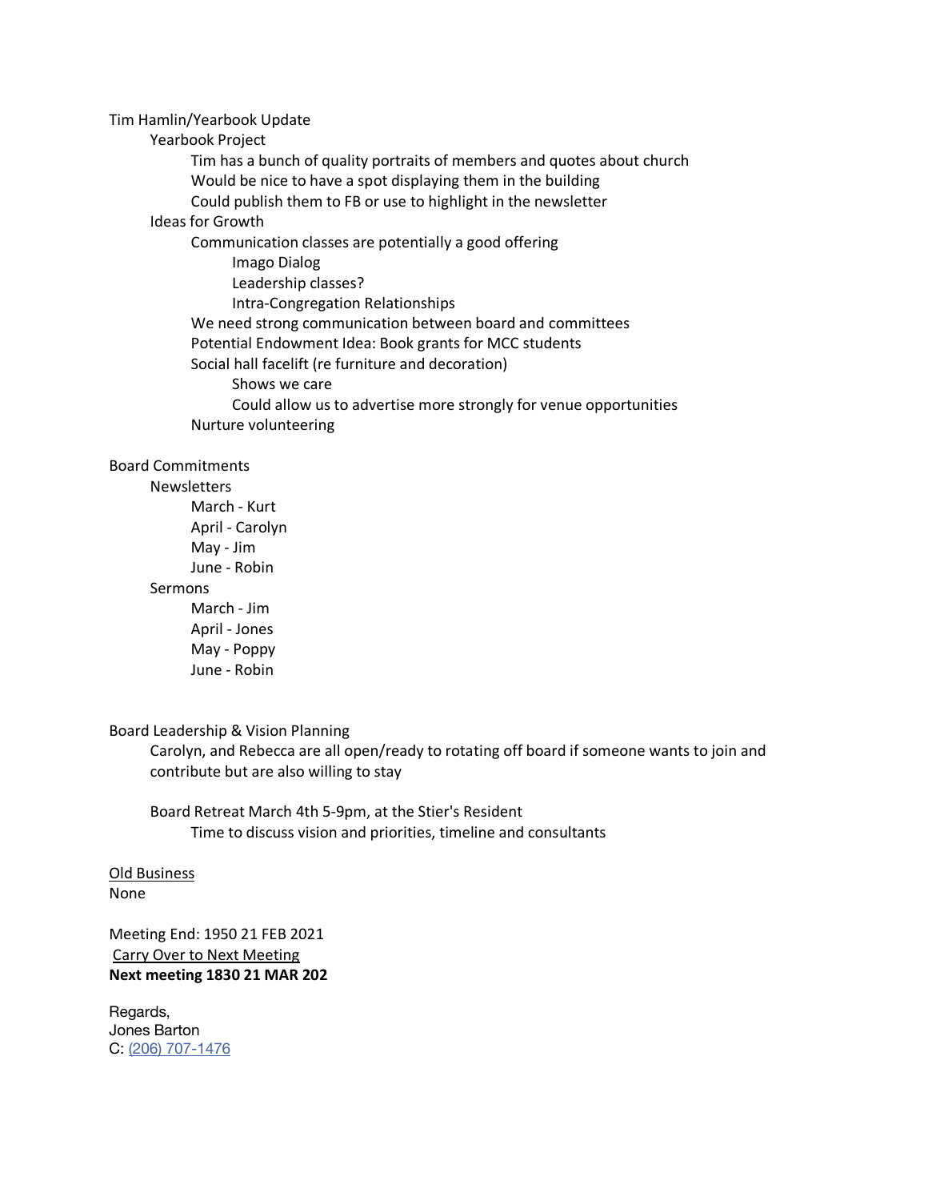Tim Hamlin/Yearbook Update

- Yearbook Project
  - Tim has a bunch of quality portraits of members and quotes about church
  - Would be nice to have a spot displaying them in the building
  - Could publish them to FB or use to highlight in the newsletter
- Ideas for Growth
  - Communication classes are potentially a good offering
    - Imago Dialog
    - Leadership classes?
    - Intra-Congregation Relationships
  - We need strong communication between board and committees
  - Potential Endowment Idea: Book grants for MCC students
  - Social hall facelift (re furniture and decoration)
    - Shows we care
    - Could allow us to advertise more strongly for venue opportunities
  - Nurture volunteering

Board Commitments

- Newsletters
  - March - Kurt
  - April - Carolyn
  - May - Jim
  - June - Robin
- Sermons
  - March - Jim
  - April - Jones
  - May - Poppy
  - June - Robin

Board Leadership & Vision Planning

Carolyn, and Rebecca are all open/ready to rotating off board if someone wants to join and contribute but are also willing to stay

Board Retreat March 4th 5-9pm, at the Stier's Resident

- Time to discuss vision and priorities, timeline and consultants

<u>Old Business</u>

None

Meeting End: 1950 21 FEB 2021

<u>Carry Over to Next Meeting</u>

**Next meeting 1830 21 MAR 202**

Regards,
Jones Barton
C: (206) 707-1476